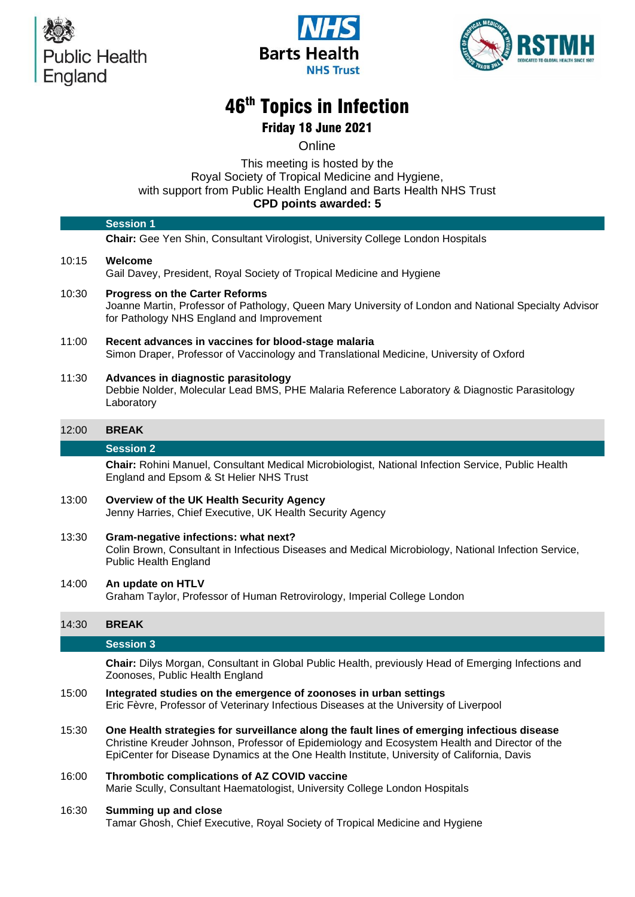Public Health England

NHS Barts Health NHS Trust

RSTMH

# 46th Topics in Infection

## Friday 18 June 2021

Online

This meeting is hosted by the
Royal Society of Tropical Medicine and Hygiene,
with support from Public Health England and Barts Health NHS Trust
**CPD points awarded: 5**

### Session 1

**Chair:** Gee Yen Shin, Consultant Virologist, University College London Hospitals

10:15 **Welcome**
Gail Davey, President, Royal Society of Tropical Medicine and Hygiene

10:30 **Progress on the Carter Reforms**
Joanne Martin, Professor of Pathology, Queen Mary University of London and National Specialty Advisor for Pathology NHS England and Improvement

11:00 **Recent advances in vaccines for blood-stage malaria**
Simon Draper, Professor of Vaccinology and Translational Medicine, University of Oxford

11:30 **Advances in diagnostic parasitology**
Debbie Nolder, Molecular Lead BMS, PHE Malaria Reference Laboratory & Diagnostic Parasitology Laboratory

12:00 **BREAK**

### Session 2

**Chair:** Rohini Manuel, Consultant Medical Microbiologist, National Infection Service, Public Health England and Epsom & St Helier NHS Trust

13:00 **Overview of the UK Health Security Agency**
Jenny Harries, Chief Executive, UK Health Security Agency

13:30 **Gram-negative infections: what next?**
Colin Brown, Consultant in Infectious Diseases and Medical Microbiology, National Infection Service, Public Health England

14:00 **An update on HTLV**
Graham Taylor, Professor of Human Retrovirology, Imperial College London

14:30 **BREAK**

### Session 3

**Chair:** Dilys Morgan, Consultant in Global Public Health, previously Head of Emerging Infections and Zoonoses, Public Health England

15:00 **Integrated studies on the emergence of zoonoses in urban settings**
Eric Fèvre, Professor of Veterinary Infectious Diseases at the University of Liverpool

15:30 **One Health strategies for surveillance along the fault lines of emerging infectious disease**
Christine Kreuder Johnson, Professor of Epidemiology and Ecosystem Health and Director of the EpiCenter for Disease Dynamics at the One Health Institute, University of California, Davis

16:00 **Thrombotic complications of AZ COVID vaccine**
Marie Scully, Consultant Haematologist, University College London Hospitals

16:30 **Summing up and close**
Tamar Ghosh, Chief Executive, Royal Society of Tropical Medicine and Hygiene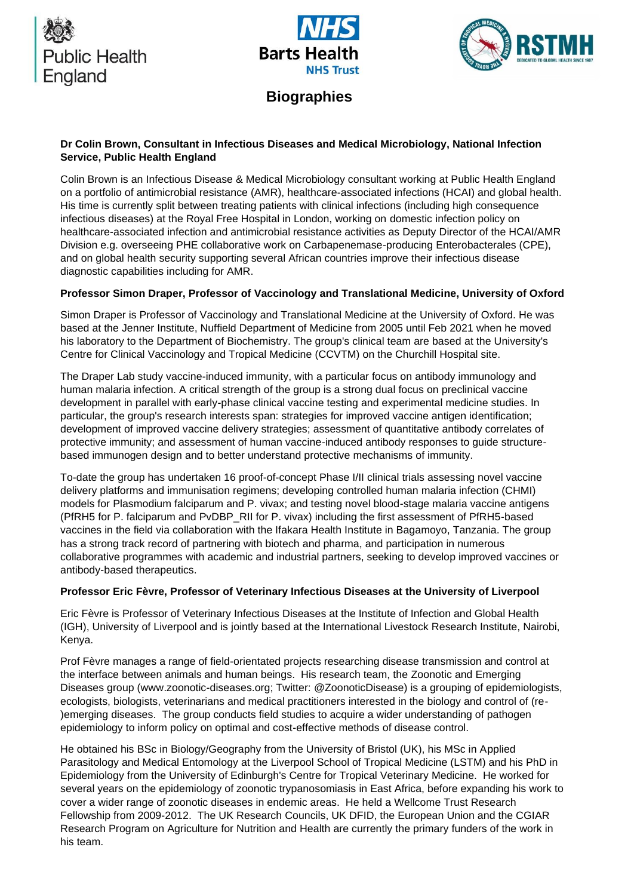# Biographies

**Dr Colin Brown, Consultant in Infectious Diseases and Medical Microbiology, National Infection Service, Public Health England**

Colin Brown is an Infectious Disease & Medical Microbiology consultant working at Public Health England on a portfolio of antimicrobial resistance (AMR), healthcare-associated infections (HCAI) and global health. His time is currently split between treating patients with clinical infections (including high consequence infectious diseases) at the Royal Free Hospital in London, working on domestic infection policy on healthcare-associated infection and antimicrobial resistance activities as Deputy Director of the HCAI/AMR Division e.g. overseeing PHE collaborative work on Carbapenemase-producing Enterobacterales (CPE), and on global health security supporting several African countries improve their infectious disease diagnostic capabilities including for AMR.

**Professor Simon Draper, Professor of Vaccinology and Translational Medicine, University of Oxford**

Simon Draper is Professor of Vaccinology and Translational Medicine at the University of Oxford. He was based at the Jenner Institute, Nuffield Department of Medicine from 2005 until Feb 2021 when he moved his laboratory to the Department of Biochemistry. The group's clinical team are based at the University's Centre for Clinical Vaccinology and Tropical Medicine (CCVTM) on the Churchill Hospital site.

The Draper Lab study vaccine-induced immunity, with a particular focus on antibody immunology and human malaria infection. A critical strength of the group is a strong dual focus on preclinical vaccine development in parallel with early-phase clinical vaccine testing and experimental medicine studies. In particular, the group's research interests span: strategies for improved vaccine antigen identification; development of improved vaccine delivery strategies; assessment of quantitative antibody correlates of protective immunity; and assessment of human vaccine-induced antibody responses to guide structure-based immunogen design and to better understand protective mechanisms of immunity.

To-date the group has undertaken 16 proof-of-concept Phase I/II clinical trials assessing novel vaccine delivery platforms and immunisation regimens; developing controlled human malaria infection (CHMI) models for Plasmodium falciparum and P. vivax; and testing novel blood-stage malaria vaccine antigens (PfRH5 for P. falciparum and PvDBP_RII for P. vivax) including the first assessment of PfRH5-based vaccines in the field via collaboration with the Ifakara Health Institute in Bagamoyo, Tanzania. The group has a strong track record of partnering with biotech and pharma, and participation in numerous collaborative programmes with academic and industrial partners, seeking to develop improved vaccines or antibody-based therapeutics.

**Professor Eric Fèvre, Professor of Veterinary Infectious Diseases at the University of Liverpool**

Eric Fèvre is Professor of Veterinary Infectious Diseases at the Institute of Infection and Global Health (IGH), University of Liverpool and is jointly based at the International Livestock Research Institute, Nairobi, Kenya.

Prof Fèvre manages a range of field-orientated projects researching disease transmission and control at the interface between animals and human beings. His research team, the Zoonotic and Emerging Diseases group (www.zoonotic-diseases.org; Twitter: @ZoonoticDisease) is a grouping of epidemiologists, ecologists, biologists, veterinarians and medical practitioners interested in the biology and control of (re-)emerging diseases. The group conducts field studies to acquire a wider understanding of pathogen epidemiology to inform policy on optimal and cost-effective methods of disease control.

He obtained his BSc in Biology/Geography from the University of Bristol (UK), his MSc in Applied Parasitology and Medical Entomology at the Liverpool School of Tropical Medicine (LSTM) and his PhD in Epidemiology from the University of Edinburgh's Centre for Tropical Veterinary Medicine. He worked for several years on the epidemiology of zoonotic trypanosomiasis in East Africa, before expanding his work to cover a wider range of zoonotic diseases in endemic areas. He held a Wellcome Trust Research Fellowship from 2009-2012. The UK Research Councils, UK DFID, the European Union and the CGIAR Research Program on Agriculture for Nutrition and Health are currently the primary funders of the work in his team.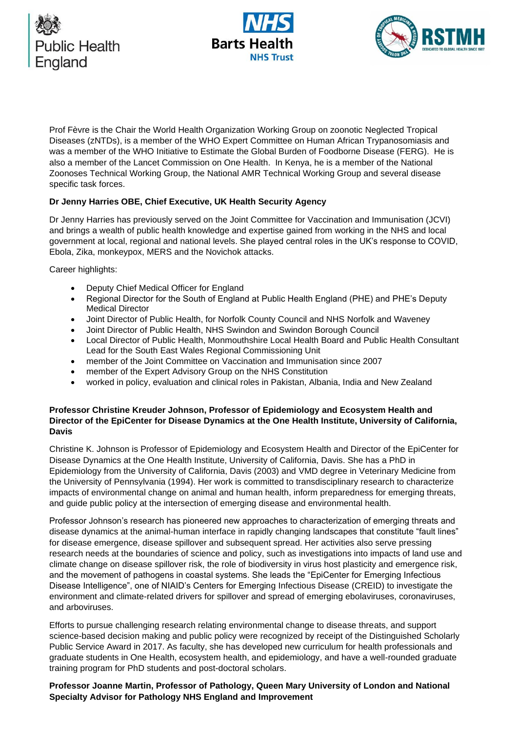Prof Fèvre is the Chair the World Health Organization Working Group on zoonotic Neglected Tropical Diseases (zNTDs), is a member of the WHO Expert Committee on Human African Trypanosomiasis and was a member of the WHO Initiative to Estimate the Global Burden of Foodborne Disease (FERG). He is also a member of the Lancet Commission on One Health. In Kenya, he is a member of the National Zoonoses Technical Working Group, the National AMR Technical Working Group and several disease specific task forces.

**Dr Jenny Harries OBE, Chief Executive, UK Health Security Agency**

Dr Jenny Harries has previously served on the Joint Committee for Vaccination and Immunisation (JCVI) and brings a wealth of public health knowledge and expertise gained from working in the NHS and local government at local, regional and national levels. She played central roles in the UK's response to COVID, Ebola, Zika, monkeypox, MERS and the Novichok attacks.

Career highlights:

- Deputy Chief Medical Officer for England
- Regional Director for the South of England at Public Health England (PHE) and PHE's Deputy Medical Director
- Joint Director of Public Health, for Norfolk County Council and NHS Norfolk and Waveney
- Joint Director of Public Health, NHS Swindon and Swindon Borough Council
- Local Director of Public Health, Monmouthshire Local Health Board and Public Health Consultant Lead for the South East Wales Regional Commissioning Unit
- member of the Joint Committee on Vaccination and Immunisation since 2007
- member of the Expert Advisory Group on the NHS Constitution
- worked in policy, evaluation and clinical roles in Pakistan, Albania, India and New Zealand

**Professor Christine Kreuder Johnson, Professor of Epidemiology and Ecosystem Health and Director of the EpiCenter for Disease Dynamics at the One Health Institute, University of California, Davis**

Christine K. Johnson is Professor of Epidemiology and Ecosystem Health and Director of the EpiCenter for Disease Dynamics at the One Health Institute, University of California, Davis. She has a PhD in Epidemiology from the University of California, Davis (2003) and VMD degree in Veterinary Medicine from the University of Pennsylvania (1994). Her work is committed to transdisciplinary research to characterize impacts of environmental change on animal and human health, inform preparedness for emerging threats, and guide public policy at the intersection of emerging disease and environmental health.

Professor Johnson's research has pioneered new approaches to characterization of emerging threats and disease dynamics at the animal-human interface in rapidly changing landscapes that constitute "fault lines" for disease emergence, disease spillover and subsequent spread. Her activities also serve pressing research needs at the boundaries of science and policy, such as investigations into impacts of land use and climate change on disease spillover risk, the role of biodiversity in virus host plasticity and emergence risk, and the movement of pathogens in coastal systems. She leads the "EpiCenter for Emerging Infectious Disease Intelligence", one of NIAID's Centers for Emerging Infectious Disease (CREID) to investigate the environment and climate-related drivers for spillover and spread of emerging ebolaviruses, coronaviruses, and arboviruses.

Efforts to pursue challenging research relating environmental change to disease threats, and support science-based decision making and public policy were recognized by receipt of the Distinguished Scholarly Public Service Award in 2017. As faculty, she has developed new curriculum for health professionals and graduate students in One Health, ecosystem health, and epidemiology, and have a well-rounded graduate training program for PhD students and post-doctoral scholars.

**Professor Joanne Martin, Professor of Pathology, Queen Mary University of London and National Specialty Advisor for Pathology NHS England and Improvement**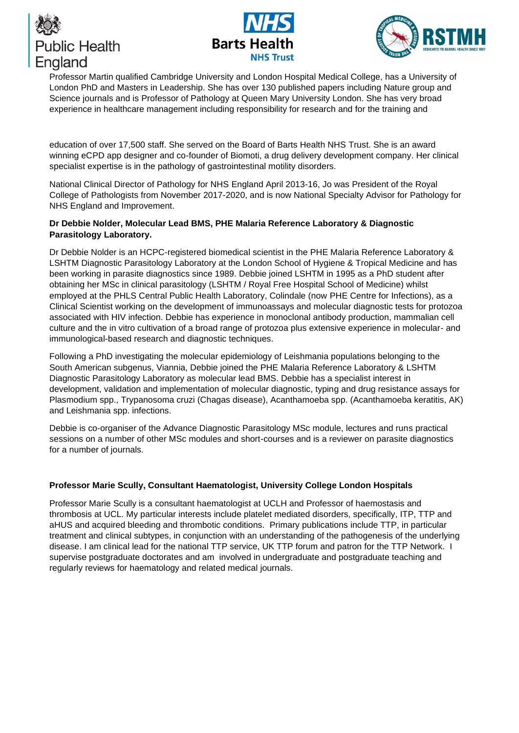Professor Martin qualified Cambridge University and London Hospital Medical College, has a University of London PhD and Masters in Leadership. She has over 130 published papers including Nature group and Science journals and is Professor of Pathology at Queen Mary University London. She has very broad experience in healthcare management including responsibility for research and for the training and

education of over 17,500 staff. She served on the Board of Barts Health NHS Trust. She is an award winning eCPD app designer and co-founder of Biomoti, a drug delivery development company. Her clinical specialist expertise is in the pathology of gastrointestinal motility disorders.

National Clinical Director of Pathology for NHS England April 2013-16, Jo was President of the Royal College of Pathologists from November 2017-2020, and is now National Specialty Advisor for Pathology for NHS England and Improvement.

**Dr Debbie Nolder, Molecular Lead BMS, PHE Malaria Reference Laboratory & Diagnostic Parasitology Laboratory.**

Dr Debbie Nolder is an HCPC-registered biomedical scientist in the PHE Malaria Reference Laboratory & LSHTM Diagnostic Parasitology Laboratory at the London School of Hygiene & Tropical Medicine and has been working in parasite diagnostics since 1989. Debbie joined LSHTM in 1995 as a PhD student after obtaining her MSc in clinical parasitology (LSHTM / Royal Free Hospital School of Medicine) whilst employed at the PHLS Central Public Health Laboratory, Colindale (now PHE Centre for Infections), as a Clinical Scientist working on the development of immunoassays and molecular diagnostic tests for protozoa associated with HIV infection. Debbie has experience in monoclonal antibody production, mammalian cell culture and the in vitro cultivation of a broad range of protozoa plus extensive experience in molecular- and immunological-based research and diagnostic techniques.

Following a PhD investigating the molecular epidemiology of Leishmania populations belonging to the South American subgenus, Viannia, Debbie joined the PHE Malaria Reference Laboratory & LSHTM Diagnostic Parasitology Laboratory as molecular lead BMS. Debbie has a specialist interest in development, validation and implementation of molecular diagnostic, typing and drug resistance assays for Plasmodium spp., Trypanosoma cruzi (Chagas disease), Acanthamoeba spp. (Acanthamoeba keratitis, AK) and Leishmania spp. infections.

Debbie is co-organiser of the Advance Diagnostic Parasitology MSc module, lectures and runs practical sessions on a number of other MSc modules and short-courses and is a reviewer on parasite diagnostics for a number of journals.

**Professor Marie Scully, Consultant Haematologist, University College London Hospitals**

Professor Marie Scully is a consultant haematologist at UCLH and Professor of haemostasis and thrombosis at UCL. My particular interests include platelet mediated disorders, specifically, ITP, TTP and aHUS and acquired bleeding and thrombotic conditions. Primary publications include TTP, in particular treatment and clinical subtypes, in conjunction with an understanding of the pathogenesis of the underlying disease. I am clinical lead for the national TTP service, UK TTP forum and patron for the TTP Network. I supervise postgraduate doctorates and am involved in undergraduate and postgraduate teaching and regularly reviews for haematology and related medical journals.